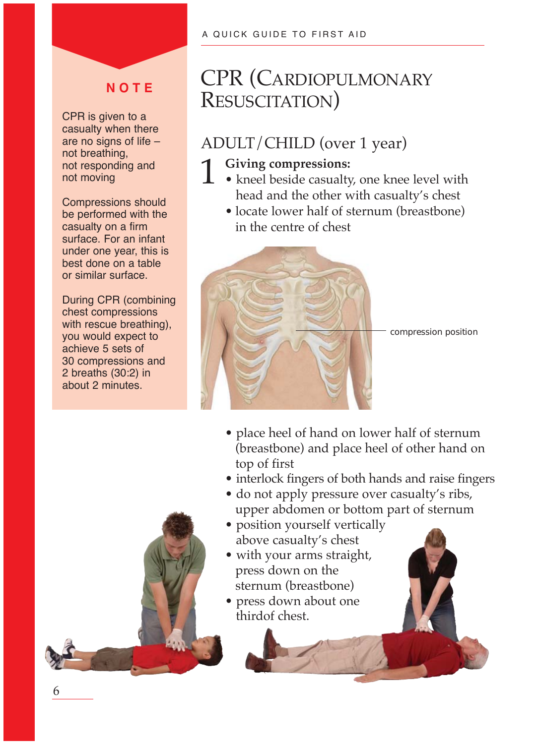# CPR (Cardiopulmonary Resuscitation)

**NOTE**

CPR is given to a casualty when there are no signs of life – not breathing, not responding and not moving

Compressions should be performed with the casualty on a firm surface. For an infant under one year, this is best done on a table or similar surface.

During CPR (combining chest compressions with rescue breathing), you would expect to achieve 5 sets of 30 compressions and 2 breaths (30:2) in about 2 minutes.

## ADULT / CHILD (over 1 year)

### 1 Giving compressions:

- kneel beside casualty, one knee level with head and the other with casualty's chest
- locate lower half of sternum (breastbone) in the centre of chest

compression position

- place heel of hand on lower half of sternum (breastbone) and place heel of other hand on top of first
- interlock fingers of both hands and raise fingers
- do not apply pressure over casualty's ribs, upper abdomen or bottom part of sternum
- position yourself vertically above casualty's chest
- with your arms straight, press down on the sternum (breastbone)
- press down about one thirdof chest.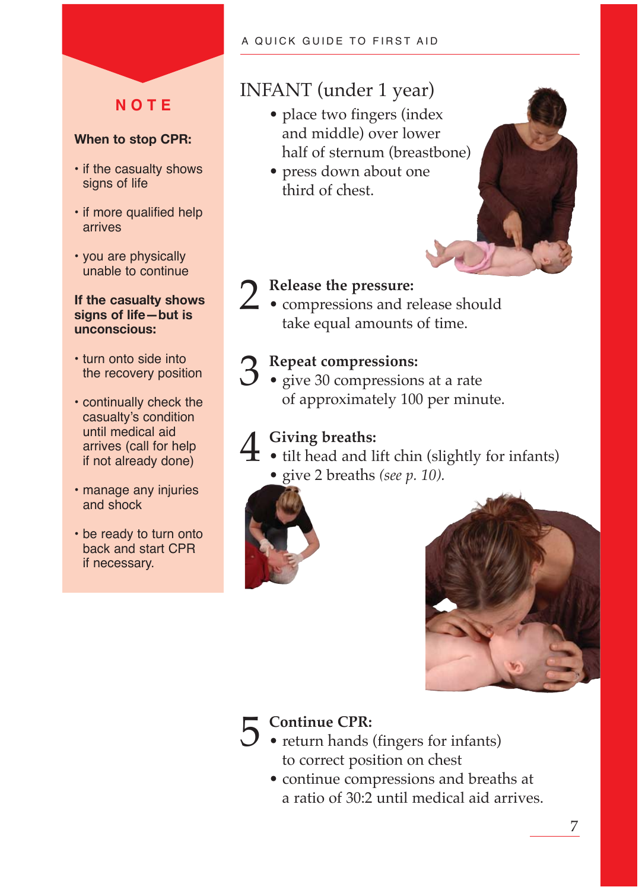## NOTE

**When to stop CPR:**

- if the casualty shows signs of life
- if more qualified help arrives
- you are physically unable to continue

**If the casualty shows signs of life—but is unconscious:**

- turn onto side into the recovery position
- continually check the casualty's condition until medical aid arrives (call for help if not already done)
- manage any injuries and shock
- be ready to turn onto back and start CPR if necessary.

## INFANT (under 1 year)

- place two fingers (index and middle) over lower half of sternum (breastbone)
- press down about one third of chest.

### 2 Release the pressure:

- compressions and release should take equal amounts of time.

### 3 Repeat compressions:

- give 30 compressions at a rate of approximately 100 per minute.

### 4 Giving breaths:

- tilt head and lift chin (slightly for infants)
- give 2 breaths *(see p. 10).*

### 5 Continue CPR:

- return hands (fingers for infants) to correct position on chest
- continue compressions and breaths at a ratio of 30:2 until medical aid arrives.